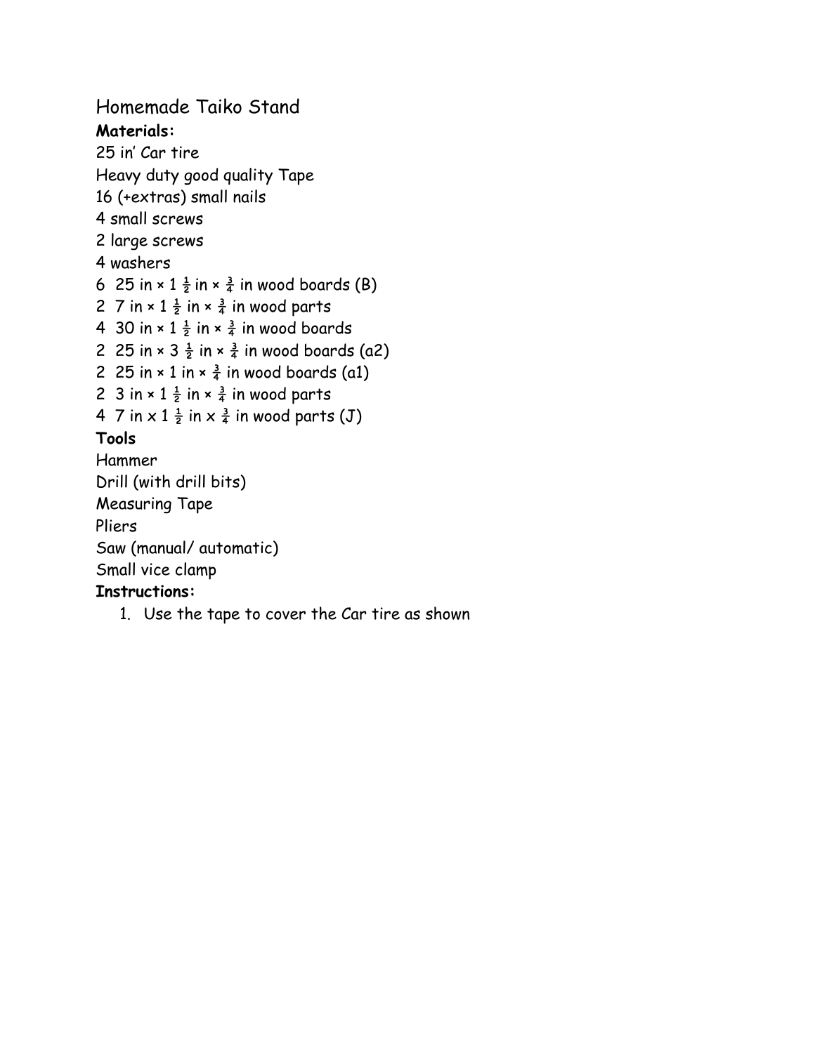# Homemade Taiko Stand

**Materials:**

25 in' Car tire
Heavy duty good quality Tape
16 (+extras) small nails
4 small screws
2 large screws
4 washers
6 25 in × 1 ½ in × ¾ in wood boards (B)
2 7 in × 1 ½ in × ¾ in wood parts
4 30 in × 1 ½ in × ¾ in wood boards
2 25 in × 3 ½ in × ¾ in wood boards (a2)
2 25 in × 1 in × ¾ in wood boards (a1)
2 3 in × 1 ½ in × ¾ in wood parts
4 7 in x 1 ½ in x ¾ in wood parts (J)

**Tools**

Hammer
Drill (with drill bits)
Measuring Tape
Pliers
Saw (manual/ automatic)
Small vice clamp

**Instructions:**

1. Use the tape to cover the Car tire as shown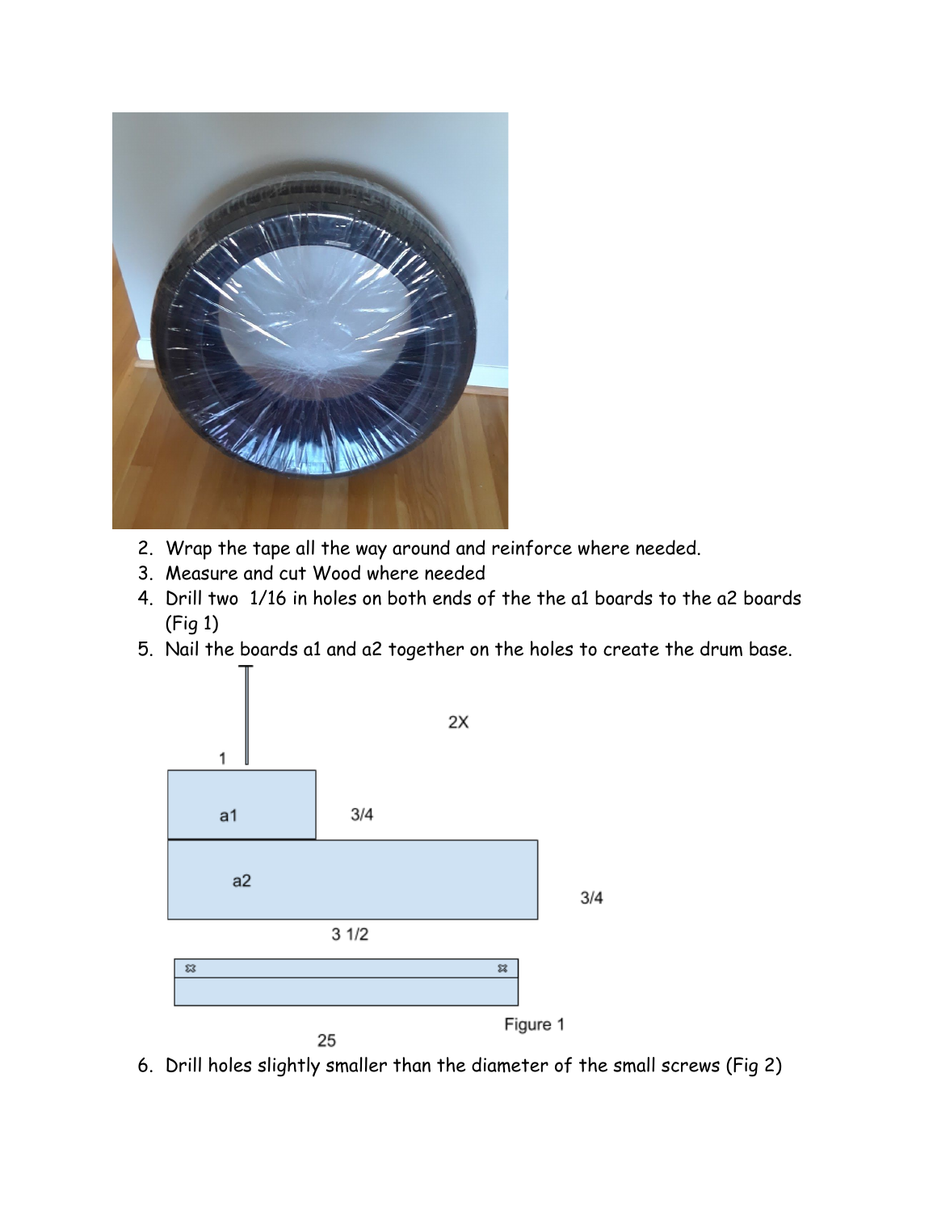2. Wrap the tape all the way around and reinforce where needed.
3. Measure and cut Wood where needed
4. Drill two 1/16 in holes on both ends of the the a1 boards to the a2 boards (Fig 1)
5. Nail the boards a1 and a2 together on the holes to create the drum base.

2X

1

a1

3/4

a2

3/4

3 1/2

25

Figure 1

6. Drill holes slightly smaller than the diameter of the small screws (Fig 2)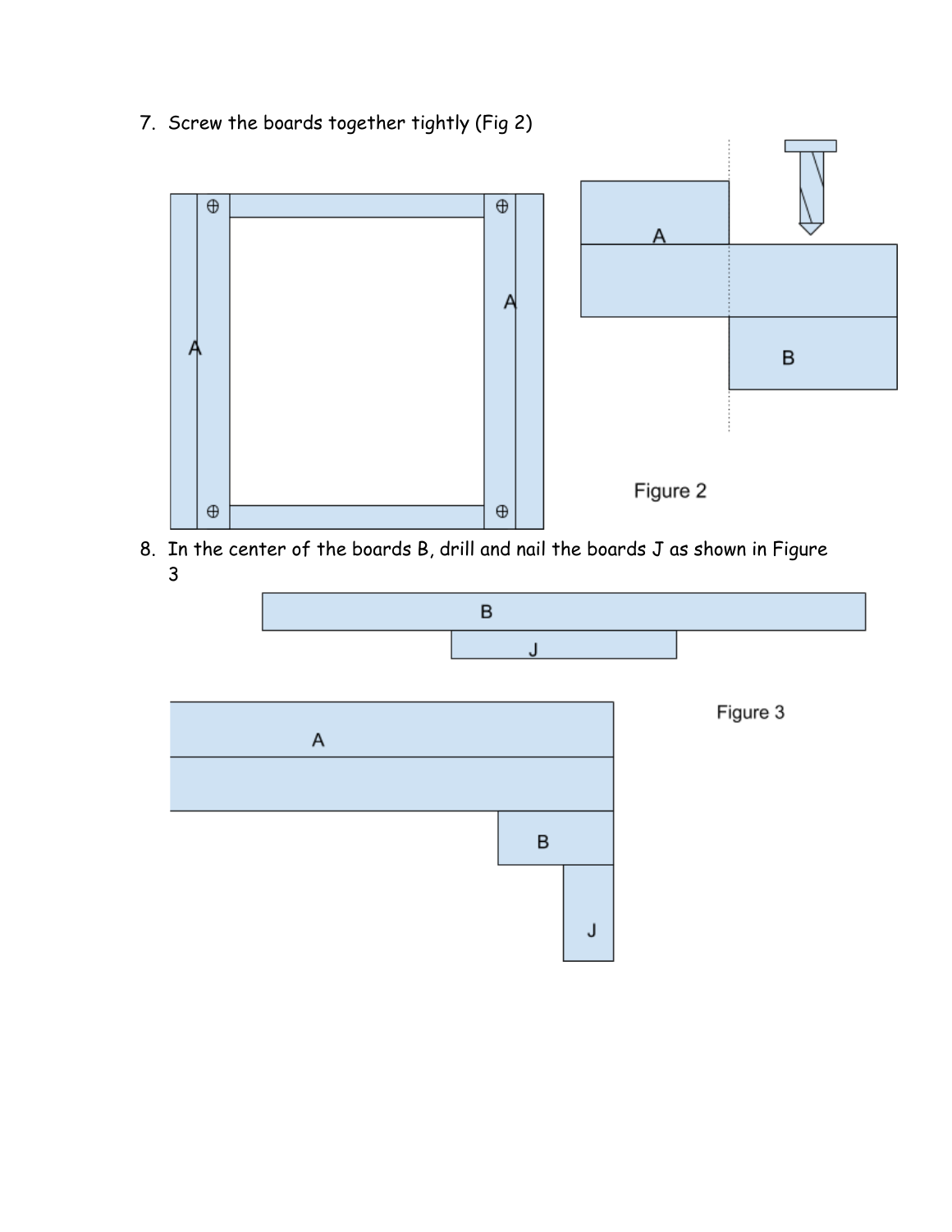7. Screw the boards together tightly (Fig 2)

Figure 2

8. In the center of the boards B, drill and nail the boards J as shown in Figure 3

Figure 3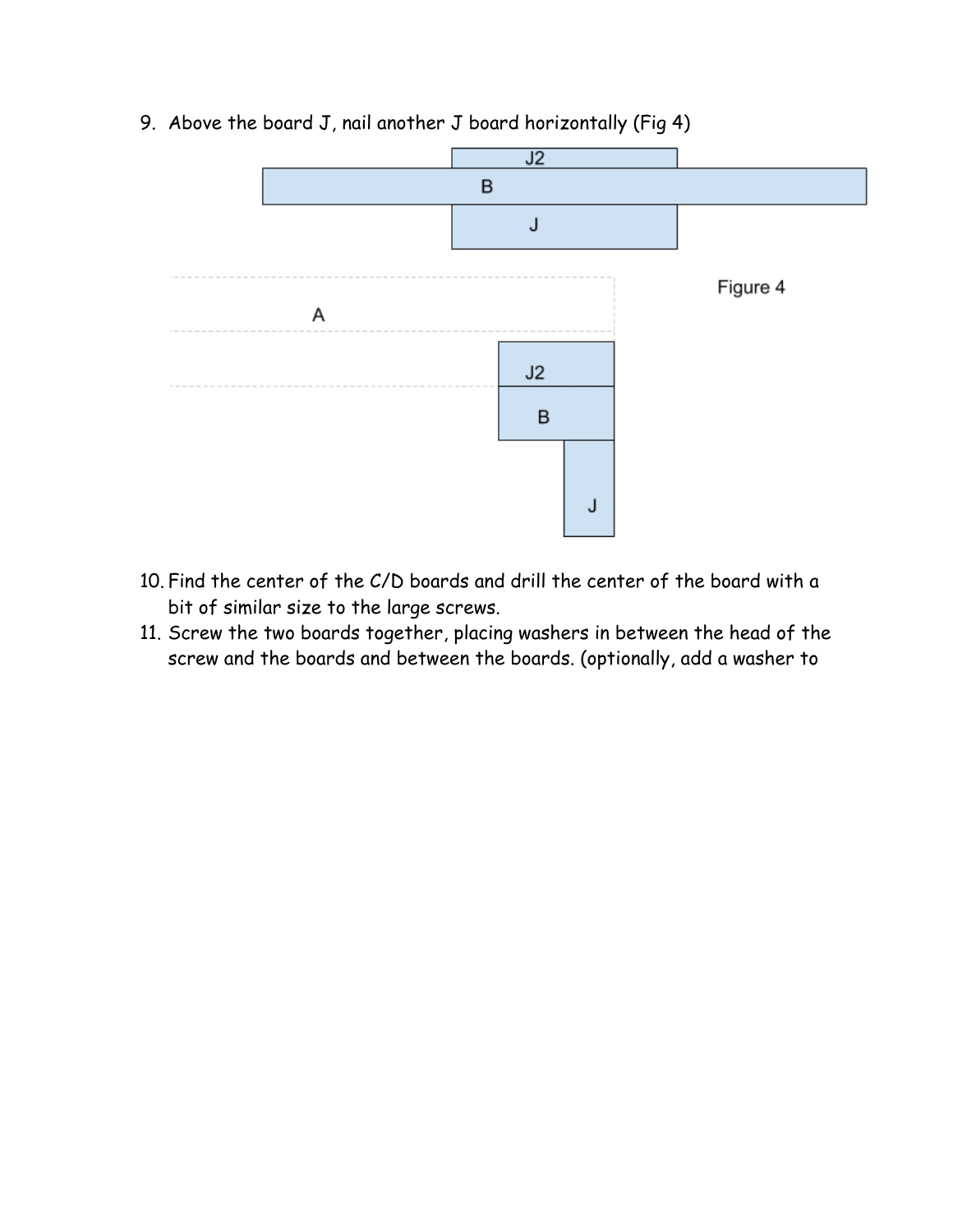9. Above the board J, nail another J board horizontally (Fig 4)

Figure 4

10. Find the center of the C/D boards and drill the center of the board with a bit of similar size to the large screws.
11. Screw the two boards together, placing washers in between the head of the screw and the boards and between the boards. (optionally, add a washer to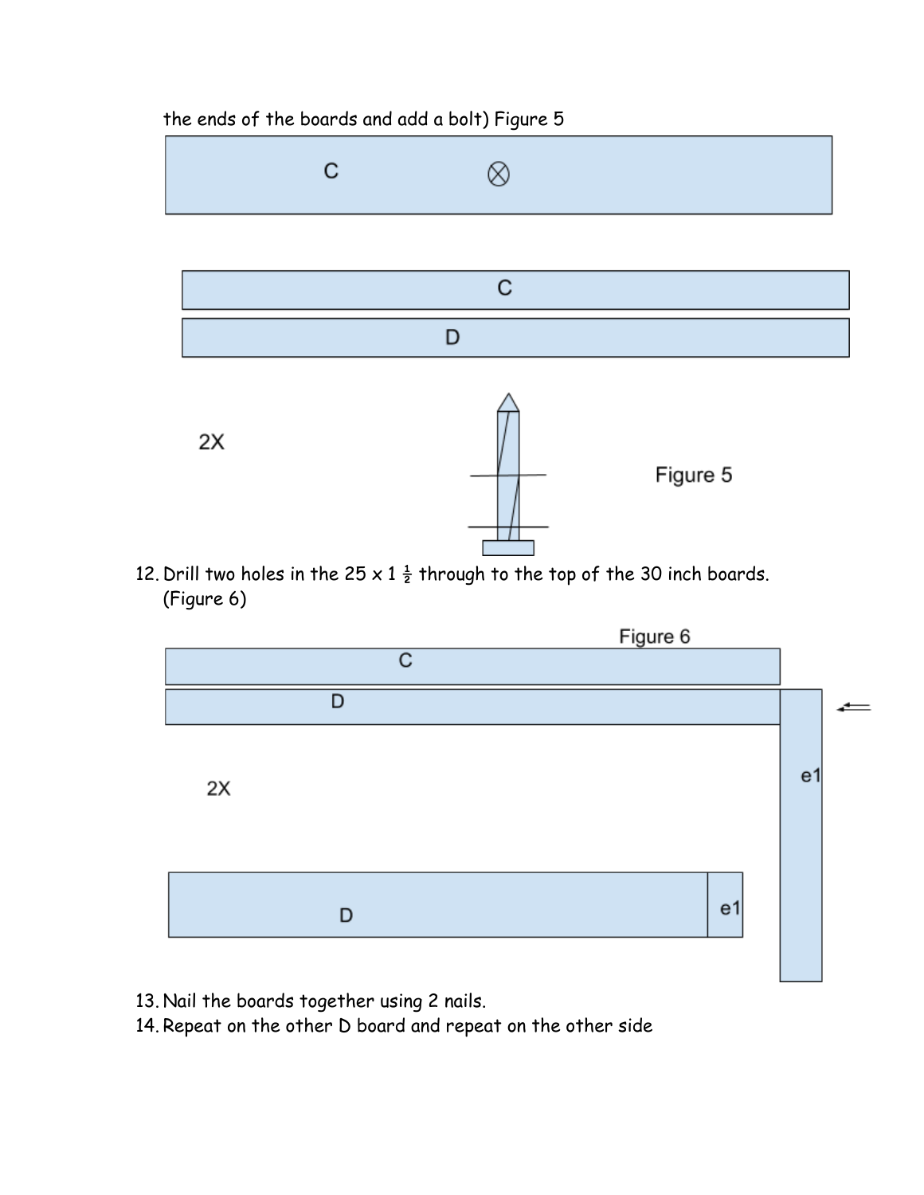the ends of the boards and add a bolt) Figure 5

C

C

D

2X

Figure 5

12. Drill two holes in the 25 x 1 ½ through to the top of the 30 inch boards. (Figure 6)

Figure 6

C

D

2X

e1

D

e1

13. Nail the boards together using 2 nails.
14. Repeat on the other D board and repeat on the other side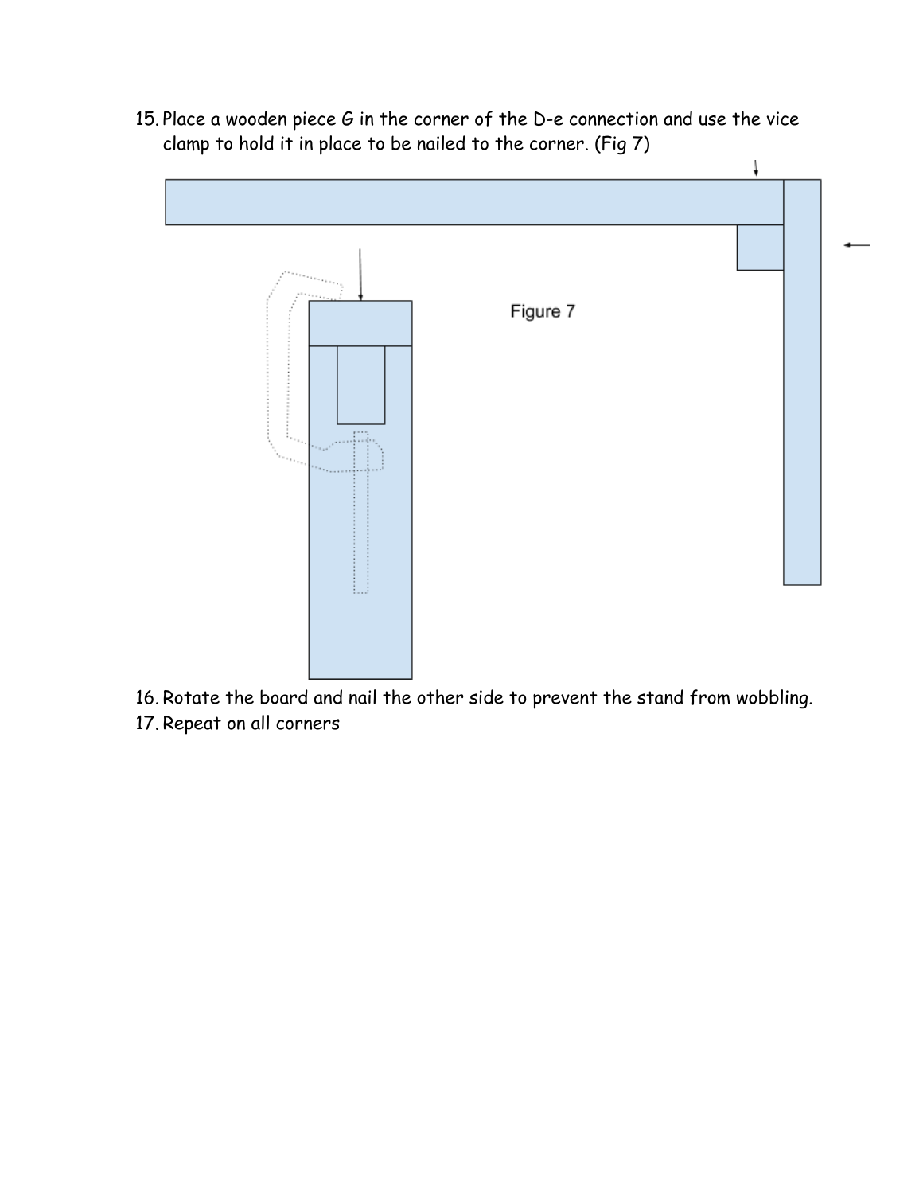15. Place a wooden piece G in the corner of the D-e connection and use the vice clamp to hold it in place to be nailed to the corner. (Fig 7)

Figure 7

16. Rotate the board and nail the other side to prevent the stand from wobbling.
17. Repeat on all corners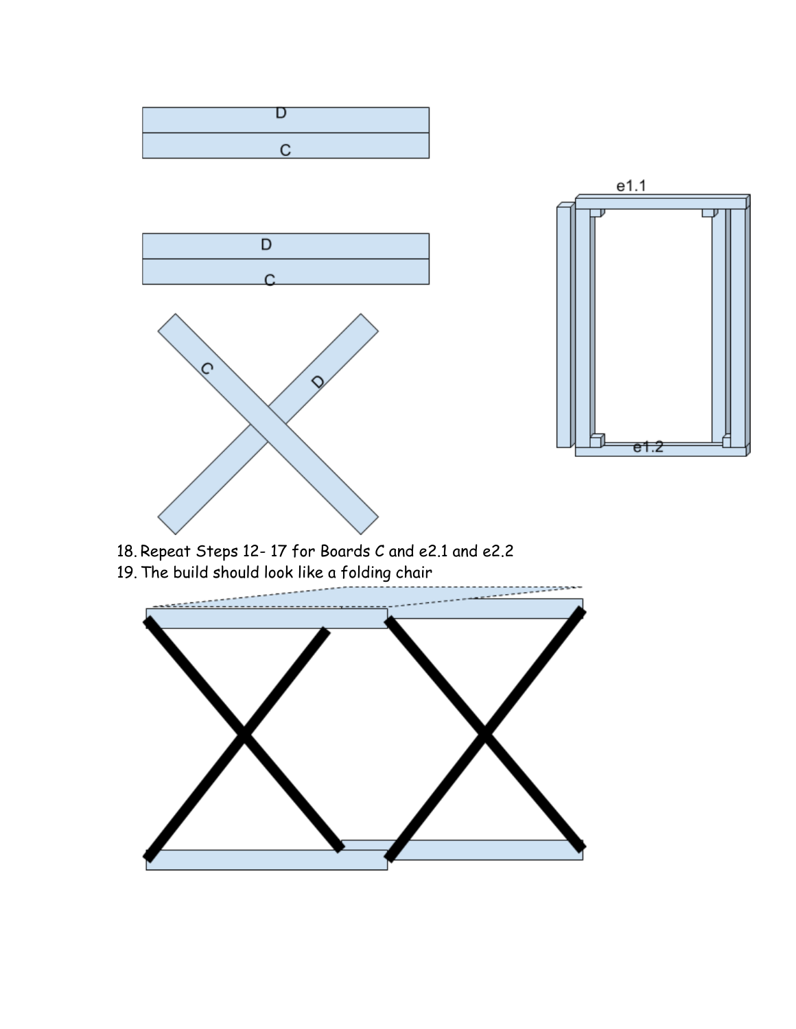18. Repeat Steps 12- 17 for Boards C and e2.1 and e2.2
19. The build should look like a folding chair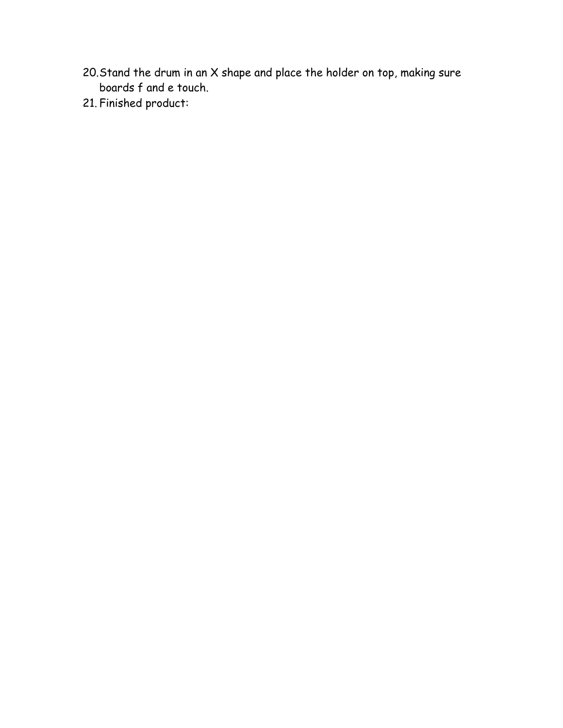20. Stand the drum in an X shape and place the holder on top, making sure boards f and e touch.
21. Finished product: